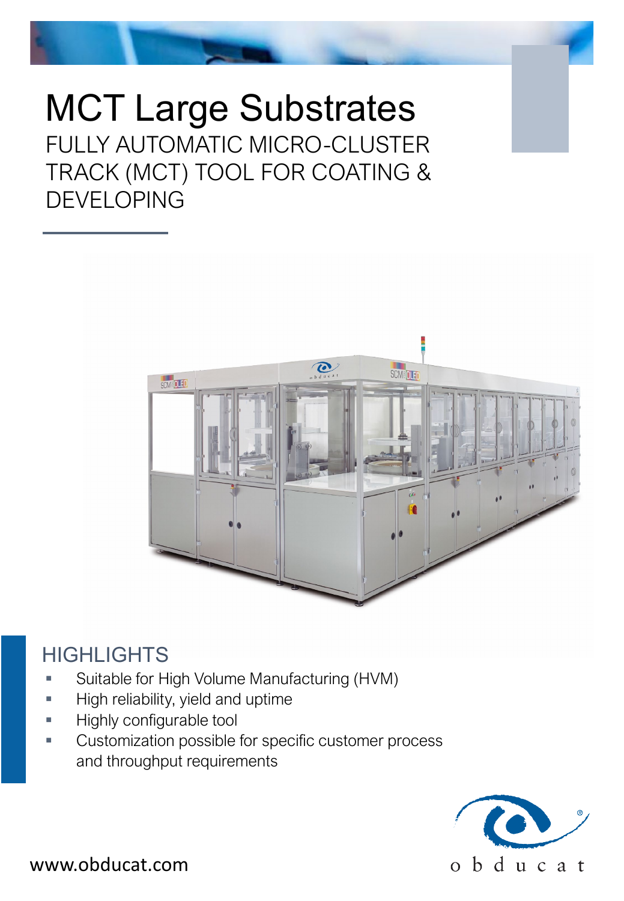# MCT Large Substrates

FULLY AUTOMATIC MICRO-CLUSTER TRACK (MCT) TOOL FOR COATING & DEVELOPING

## HIGHLIGHTS

- Suitable for High Volume Manufacturing (HVM)
- High reliability, yield and uptime
- Highly configurable tool
- Customization possible for specific customer process and throughput requirements

www.obducat.com

obducat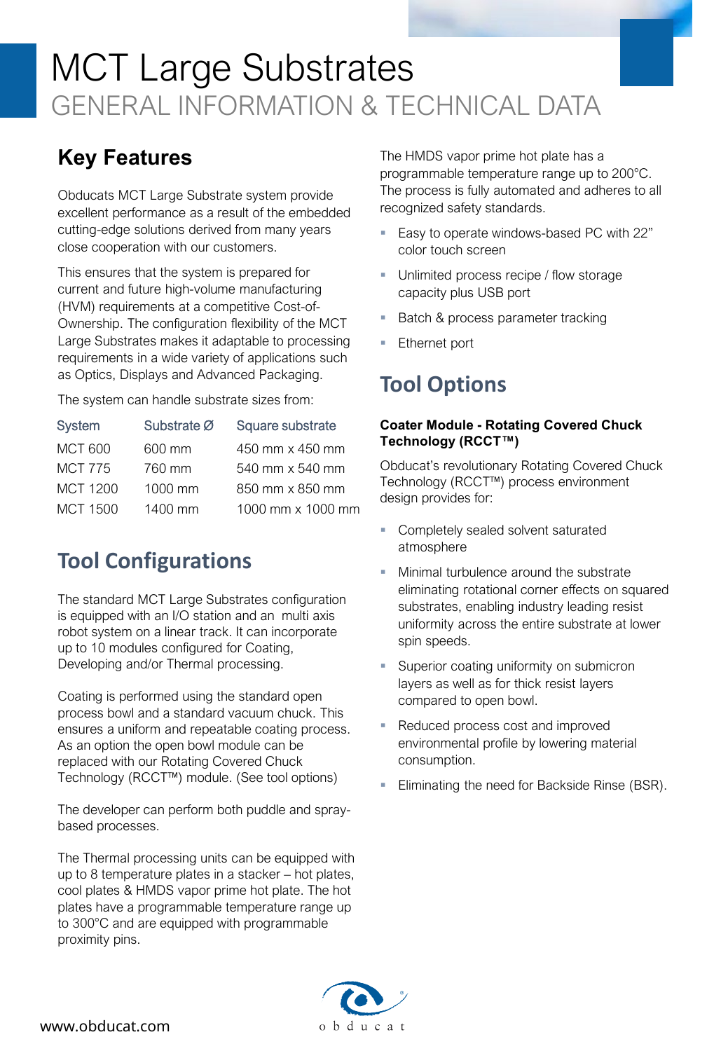# MCT Large Substrates

## GENERAL INFORMATION & TECHNICAL DATA

### Key Features

Obducats MCT Large Substrate system provide excellent performance as a result of the embedded cutting-edge solutions derived from many years close cooperation with our customers.

This ensures that the system is prepared for current and future high-volume manufacturing (HVM) requirements at a competitive Cost-of-Ownership. The configuration flexibility of the MCT Large Substrates makes it adaptable to processing requirements in a wide variety of applications such as Optics, Displays and Advanced Packaging.

The system can handle substrate sizes from:

| System | Substrate Ø | Square substrate |
|---|---|---|
| MCT 600 | 600 mm | 450 mm x 450 mm |
| MCT 775 | 760 mm | 540 mm x 540 mm |
| MCT 1200 | 1000 mm | 850 mm x 850 mm |
| MCT 1500 | 1400 mm | 1000 mm x 1000 mm |

## Tool Configurations

The standard MCT Large Substrates configuration is equipped with an I/O station and an multi axis robot system on a linear track. It can incorporate up to 10 modules configured for Coating, Developing and/or Thermal processing.

Coating is performed using the standard open process bowl and a standard vacuum chuck. This ensures a uniform and repeatable coating process. As an option the open bowl module can be replaced with our Rotating Covered Chuck Technology (RCCT™) module. (See tool options)

The developer can perform both puddle and spray-based processes.

The Thermal processing units can be equipped with up to 8 temperature plates in a stacker – hot plates, cool plates & HMDS vapor prime hot plate. The hot plates have a programmable temperature range up to 300°C and are equipped with programmable proximity pins.

The HMDS vapor prime hot plate has a programmable temperature range up to 200°C. The process is fully automated and adheres to all recognized safety standards.

- Easy to operate windows-based PC with 22" color touch screen
- Unlimited process recipe / flow storage capacity plus USB port
- Batch & process parameter tracking
- Ethernet port

## Tool Options

**Coater Module - Rotating Covered Chuck Technology (RCCT™)**

Obducat's revolutionary Rotating Covered Chuck Technology (RCCT™) process environment design provides for:

- Completely sealed solvent saturated atmosphere
- Minimal turbulence around the substrate eliminating rotational corner effects on squared substrates, enabling industry leading resist uniformity across the entire substrate at lower spin speeds.
- Superior coating uniformity on submicron layers as well as for thick resist layers compared to open bowl.
- Reduced process cost and improved environmental profile by lowering material consumption.
- Eliminating the need for Backside Rinse (BSR).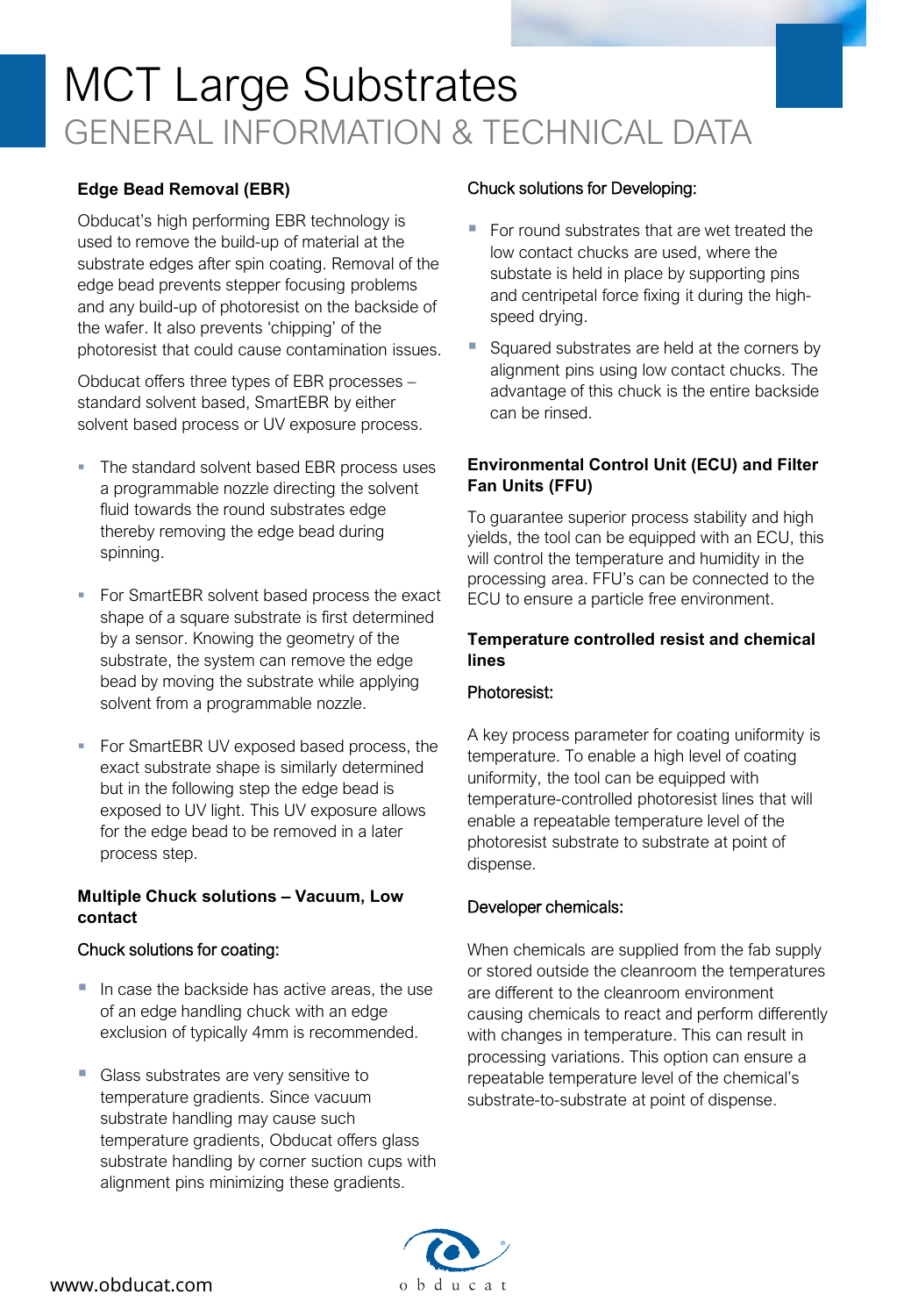# MCT Large Substrates

## GENERAL INFORMATION & TECHNICAL DATA

### Edge Bead Removal (EBR)

Obducat's high performing EBR technology is used to remove the build-up of material at the substrate edges after spin coating. Removal of the edge bead prevents stepper focusing problems and any build-up of photoresist on the backside of the wafer. It also prevents 'chipping' of the photoresist that could cause contamination issues.

Obducat offers three types of EBR processes – standard solvent based, SmartEBR by either solvent based process or UV exposure process.

- The standard solvent based EBR process uses a programmable nozzle directing the solvent fluid towards the round substrates edge thereby removing the edge bead during spinning.
- For SmartEBR solvent based process the exact shape of a square substrate is first determined by a sensor. Knowing the geometry of the substrate, the system can remove the edge bead by moving the substrate while applying solvent from a programmable nozzle.
- For SmartEBR UV exposed based process, the exact substrate shape is similarly determined but in the following step the edge bead is exposed to UV light. This UV exposure allows for the edge bead to be removed in a later process step.

### Multiple Chuck solutions – Vacuum, Low contact

Chuck solutions for coating:

- In case the backside has active areas, the use of an edge handling chuck with an edge exclusion of typically 4mm is recommended.
- Glass substrates are very sensitive to temperature gradients. Since vacuum substrate handling may cause such temperature gradients, Obducat offers glass substrate handling by corner suction cups with alignment pins minimizing these gradients.

Chuck solutions for Developing:

- For round substrates that are wet treated the low contact chucks are used, where the substate is held in place by supporting pins and centripetal force fixing it during the high-speed drying.
- Squared substrates are held at the corners by alignment pins using low contact chucks. The advantage of this chuck is the entire backside can be rinsed.

### Environmental Control Unit (ECU) and Filter Fan Units (FFU)

To guarantee superior process stability and high yields, the tool can be equipped with an ECU, this will control the temperature and humidity in the processing area. FFU's can be connected to the ECU to ensure a particle free environment.

### Temperature controlled resist and chemical lines

Photoresist:

A key process parameter for coating uniformity is temperature. To enable a high level of coating uniformity, the tool can be equipped with temperature-controlled photoresist lines that will enable a repeatable temperature level of the photoresist substrate to substrate at point of dispense.

Developer chemicals:

When chemicals are supplied from the fab supply or stored outside the cleanroom the temperatures are different to the cleanroom environment causing chemicals to react and perform differently with changes in temperature. This can result in processing variations. This option can ensure a repeatable temperature level of the chemical's substrate-to-substrate at point of dispense.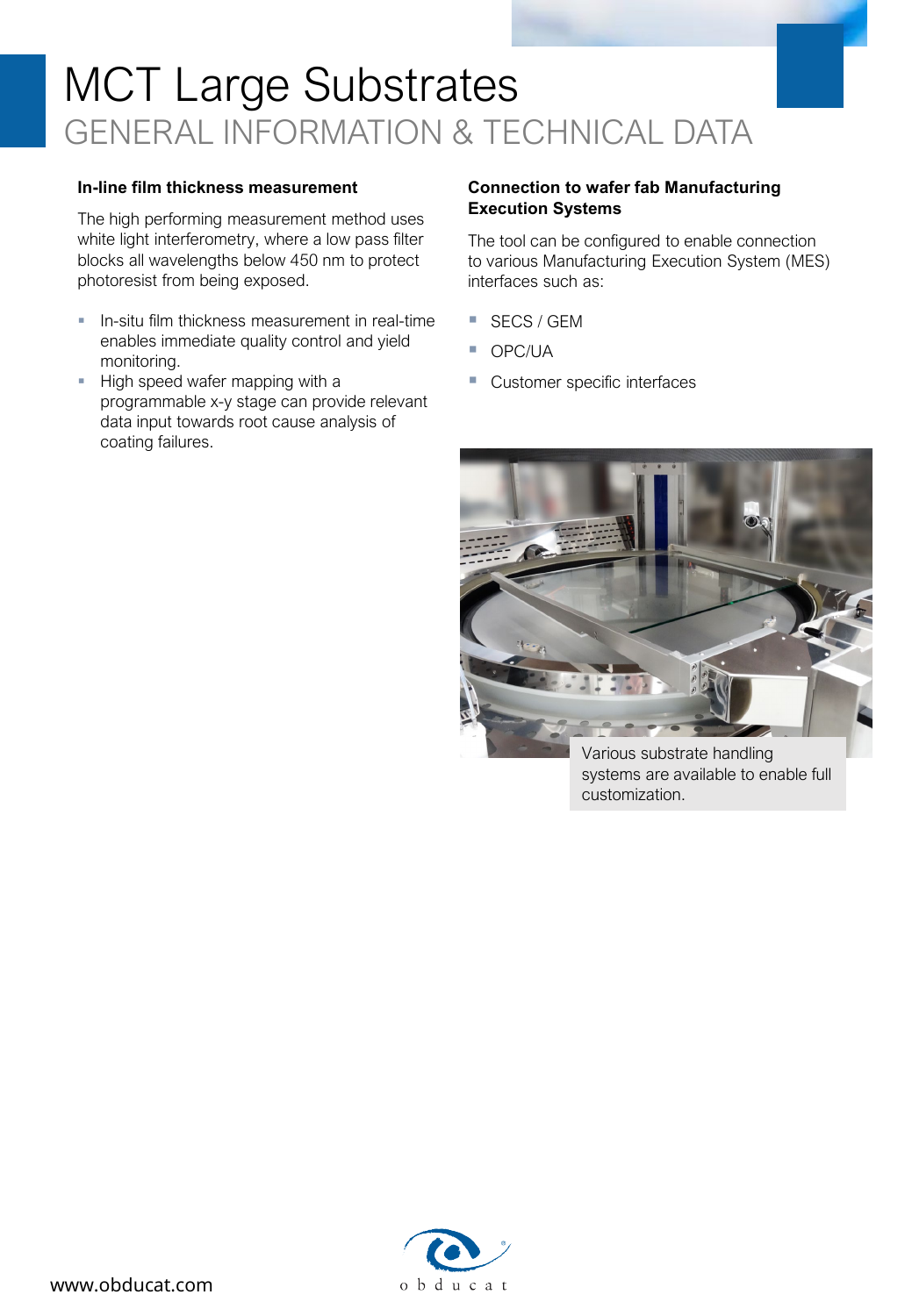# MCT Large Substrates

## GENERAL INFORMATION & TECHNICAL DATA

### In-line film thickness measurement

The high performing measurement method uses white light interferometry, where a low pass filter blocks all wavelengths below 450 nm to protect photoresist from being exposed.

- In-situ film thickness measurement in real-time enables immediate quality control and yield monitoring.
- High speed wafer mapping with a programmable x-y stage can provide relevant data input towards root cause analysis of coating failures.

### Connection to wafer fab Manufacturing Execution Systems

The tool can be configured to enable connection to various Manufacturing Execution System (MES) interfaces such as:

- SECS / GEM
- OPC/UA
- Customer specific interfaces

Various substrate handling systems are available to enable full customization.

www.obducat.com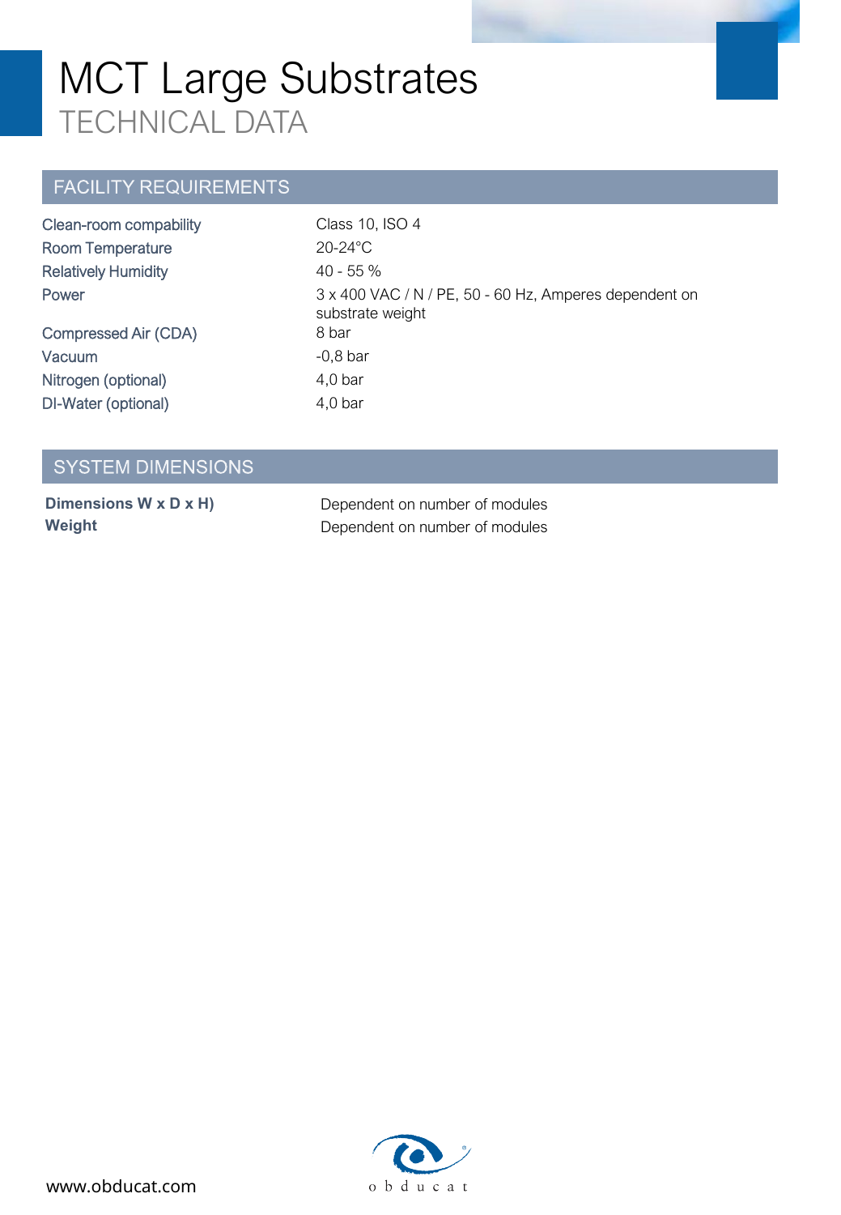# MCT Large Substrates

## TECHNICAL DATA

### FACILITY REQUIREMENTS

| | |
|---|---|
| Clean-room compability | Class 10, ISO 4 |
| Room Temperature | 20-24°C |
| Relatively Humidity | 40 - 55 % |
| Power | 3 x 400 VAC / N / PE, 50 - 60 Hz, Amperes dependent on substrate weight |
| Compressed Air (CDA) | 8 bar |
| Vacuum | -0,8 bar |
| Nitrogen (optional) | 4,0 bar |
| DI-Water (optional) | 4,0 bar |

### SYSTEM DIMENSIONS

| | |
|---|---|
| **Dimensions W x D x H)** | Dependent on number of modules |
| **Weight** | Dependent on number of modules |

www.obducat.com

obducat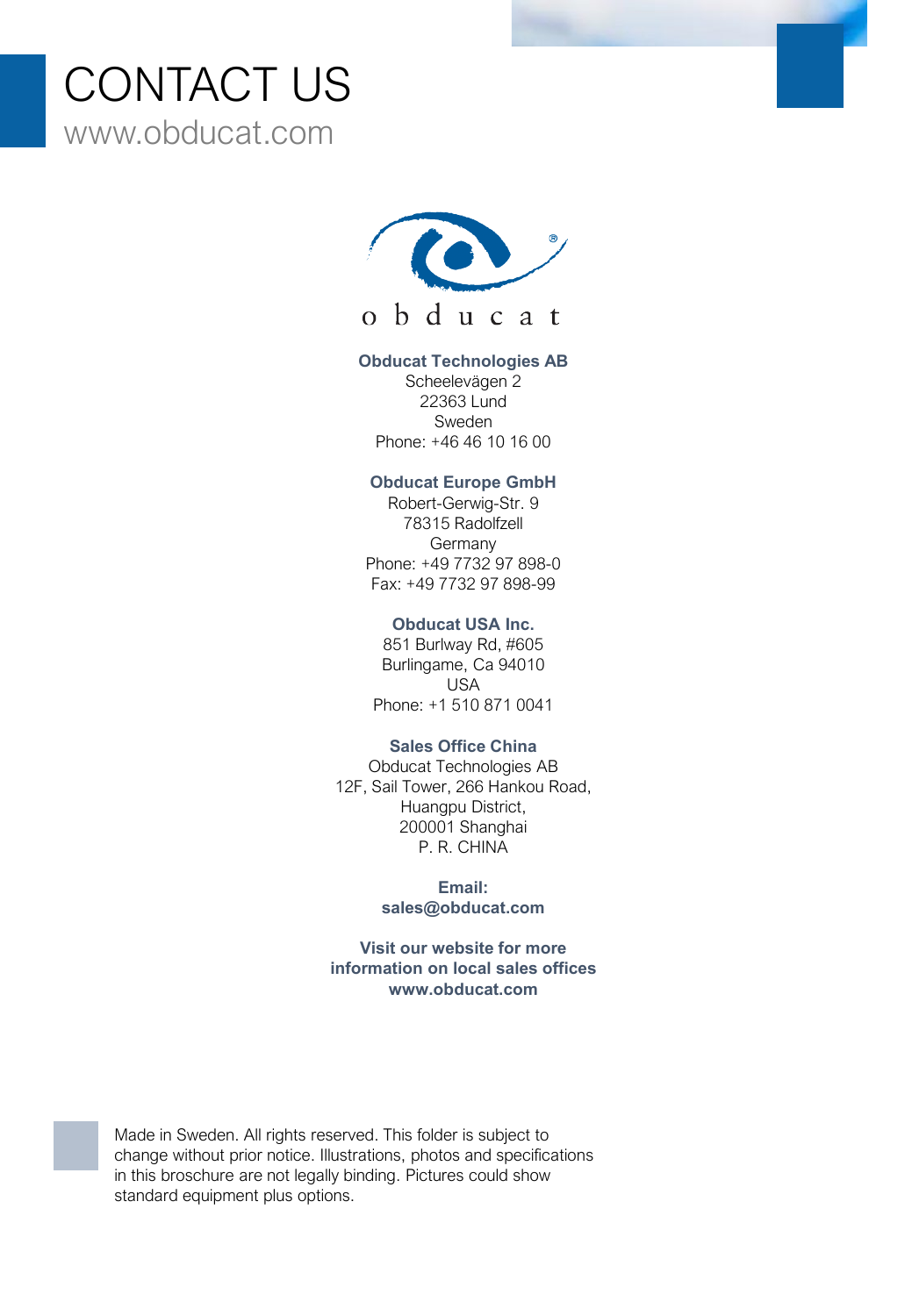# CONTACT US

www.obducat.com

obducat

**Obducat Technologies AB**
Scheelevägen 2
22363 Lund
Sweden
Phone: +46 46 10 16 00

**Obducat Europe GmbH**
Robert-Gerwig-Str. 9
78315 Radolfzell
Germany
Phone: +49 7732 97 898-0
Fax: +49 7732 97 898-99

**Obducat USA Inc.**
851 Burlway Rd, #605
Burlingame, Ca 94010
USA
Phone: +1 510 871 0041

**Sales Office China**
Obducat Technologies AB
12F, Sail Tower, 266 Hankou Road,
Huangpu District,
200001 Shanghai
P. R. CHINA

**Email:**
**sales@obducat.com**

**Visit our website for more information on local sales offices**
**www.obducat.com**

Made in Sweden. All rights reserved. This folder is subject to change without prior notice. Illustrations, photos and specifications in this broschure are not legally binding. Pictures could show standard equipment plus options.